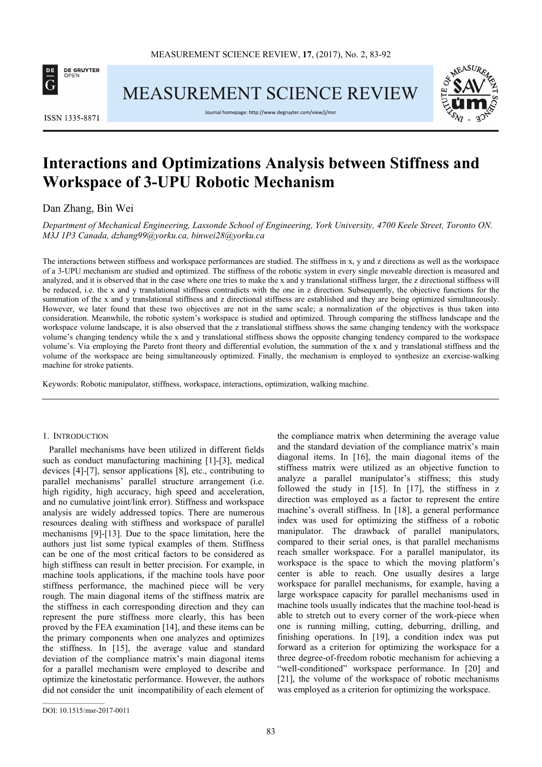# Interactions and Optimizations Analysis between Stiffness and Workspace of 3-UPU Robotic Mechanism

Dan Zhang, Bin Wei

*Department of Mechanical Engineering, Lassonde School of Engineering, York University, 4700 Keele Street, Toronto ON. M3J 1P3 Canada, dzhang99@yorku.ca, binwei28@yorku.ca*

The interactions between stiffness and workspace performances are studied. The stiffness in x, y and z directions as well as the workspace of a 3-UPU mechanism are studied and optimized. The stiffness of the robotic system in every single moveable direction is measured and analyzed, and it is observed that in the case where one tries to make the x and y translational stiffness larger, the z directional stiffness will be reduced, i.e. the x and y translational stiffness contradicts with the one in z direction. Subsequently, the objective functions for the summation of the x and y translational stiffness and z directional stiffness are established and they are being optimized simultaneously. However, we later found that these two objectives are not in the same scale; a normalization of the objectives is thus taken into consideration. Meanwhile, the robotic system's workspace is studied and optimized. Through comparing the stiffness landscape and the workspace volume landscape, it is also observed that the z translational stiffness shows the same changing tendency with the workspace volume's changing tendency while the x and y translational stiffness shows the opposite changing tendency compared to the workspace volume's. Via employing the Pareto front theory and differential evolution, the summation of the x and y translational stiffness and the volume of the workspace are being simultaneously optimized. Finally, the mechanism is employed to synthesize an exercise-walking machine for stroke patients.

Keywords: Robotic manipulator, stiffness, workspace, interactions, optimization, walking machine.

## 1. Introduction

Parallel mechanisms have been utilized in different fields such as conduct manufacturing machining [1]-[3], medical devices [4]-[7], sensor applications [8], etc., contributing to parallel mechanisms' parallel structure arrangement (i.e. high rigidity, high accuracy, high speed and acceleration, and no cumulative joint/link error). Stiffness and workspace analysis are widely addressed topics. There are numerous resources dealing with stiffness and workspace of parallel mechanisms [9]-[13]. Due to the space limitation, here the authors just list some typical examples of them. Stiffness can be one of the most critical factors to be considered as high stiffness can result in better precision. For example, in machine tools applications, if the machine tools have poor stiffness performance, the machined piece will be very rough. The main diagonal items of the stiffness matrix are the stiffness in each corresponding direction and they can represent the pure stiffness more clearly, this has been proved by the FEA examination [14], and these items can be the primary components when one analyzes and optimizes the stiffness. In [15], the average value and standard deviation of the compliance matrix's main diagonal items for a parallel mechanism were employed to describe and optimize the kinetostatic performance. However, the authors did not consider the unit incompatibility of each element of the compliance matrix when determining the average value and the standard deviation of the compliance matrix's main diagonal items. In [16], the main diagonal items of the stiffness matrix were utilized as an objective function to analyze a parallel manipulator's stiffness; this study followed the study in [15]. In [17], the stiffness in z direction was employed as a factor to represent the entire machine's overall stiffness. In [18], a general performance index was used for optimizing the stiffness of a robotic manipulator. The drawback of parallel manipulators, compared to their serial ones, is that parallel mechanisms reach smaller workspace. For a parallel manipulator, its workspace is the space to which the moving platform's center is able to reach. One usually desires a large workspace for parallel mechanisms, for example, having a large workspace capacity for parallel mechanisms used in machine tools usually indicates that the machine tool-head is able to stretch out to every corner of the work-piece when one is running milling, cutting, deburring, drilling, and finishing operations. In [19], a condition index was put forward as a criterion for optimizing the workspace for a three degree-of-freedom robotic mechanism for achieving a "well-conditioned" workspace performance. In [20] and [21], the volume of the workspace of robotic mechanisms was employed as a criterion for optimizing the workspace.

DOI: 10.1515/msr-2017-0011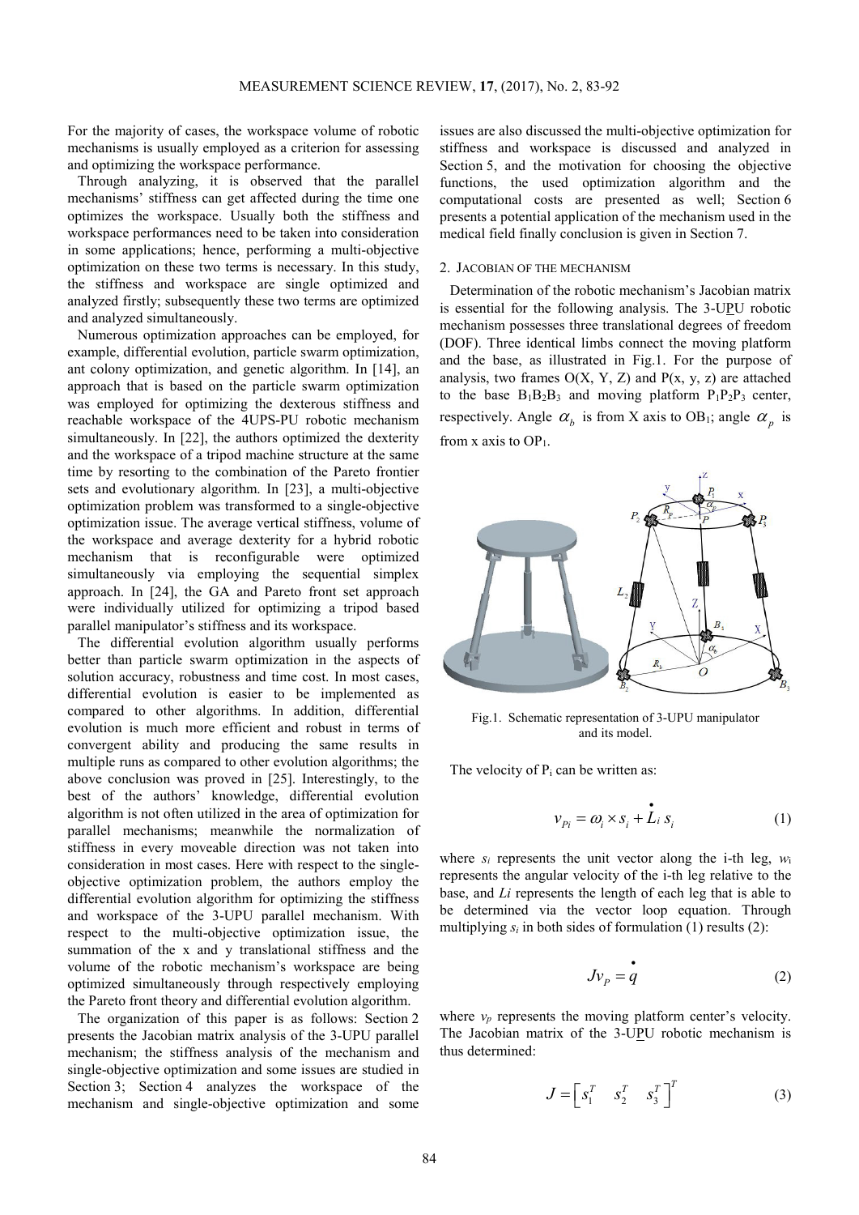For the majority of cases, the workspace volume of robotic mechanisms is usually employed as a criterion for assessing and optimizing the workspace performance.

Through analyzing, it is observed that the parallel mechanisms' stiffness can get affected during the time one optimizes the workspace. Usually both the stiffness and workspace performances need to be taken into consideration in some applications; hence, performing a multi-objective optimization on these two terms is necessary. In this study, the stiffness and workspace are single optimized and analyzed firstly; subsequently these two terms are optimized and analyzed simultaneously.

Numerous optimization approaches can be employed, for example, differential evolution, particle swarm optimization, ant colony optimization, and genetic algorithm. In [14], an approach that is based on the particle swarm optimization was employed for optimizing the dexterous stiffness and reachable workspace of the 4UPS-PU robotic mechanism simultaneously. In [22], the authors optimized the dexterity and the workspace of a tripod machine structure at the same time by resorting to the combination of the Pareto frontier sets and evolutionary algorithm. In [23], a multi-objective optimization problem was transformed to a single-objective optimization issue. The average vertical stiffness, volume of the workspace and average dexterity for a hybrid robotic mechanism that is reconfigurable were optimized simultaneously via employing the sequential simplex approach. In [24], the GA and Pareto front set approach were individually utilized for optimizing a tripod based parallel manipulator's stiffness and its workspace.

The differential evolution algorithm usually performs better than particle swarm optimization in the aspects of solution accuracy, robustness and time cost. In most cases, differential evolution is easier to be implemented as compared to other algorithms. In addition, differential evolution is much more efficient and robust in terms of convergent ability and producing the same results in multiple runs as compared to other evolution algorithms; the above conclusion was proved in [25]. Interestingly, to the best of the authors' knowledge, differential evolution algorithm is not often utilized in the area of optimization for parallel mechanisms; meanwhile the normalization of stiffness in every moveable direction was not taken into consideration in most cases. Here with respect to the single-objective optimization problem, the authors employ the differential evolution algorithm for optimizing the stiffness and workspace of the 3-UPU parallel mechanism. With respect to the multi-objective optimization issue, the summation of the x and y translational stiffness and the volume of the robotic mechanism's workspace are being optimized simultaneously through respectively employing the Pareto front theory and differential evolution algorithm.

The organization of this paper is as follows: Section 2 presents the Jacobian matrix analysis of the 3-UPU parallel mechanism; the stiffness analysis of the mechanism and single-objective optimization and some issues are studied in Section 3; Section 4 analyzes the workspace of the mechanism and single-objective optimization and some issues are also discussed the multi-objective optimization for stiffness and workspace is discussed and analyzed in Section 5, and the motivation for choosing the objective functions, the used optimization algorithm and the computational costs are presented as well; Section 6 presents a potential application of the mechanism used in the medical field finally conclusion is given in Section 7.

## 2. Jacobian of the mechanism

Determination of the robotic mechanism's Jacobian matrix is essential for the following analysis. The 3-UPU robotic mechanism possesses three translational degrees of freedom (DOF). Three identical limbs connect the moving platform and the base, as illustrated in Fig.1. For the purpose of analysis, two frames O(X, Y, Z) and P(x, y, z) are attached to the base $B_1B_2B_3$ and moving platform $P_1P_2P_3$ center, respectively. Angle $\alpha_b$ is from X axis to $OB_1$; angle $\alpha_p$ is from x axis to $OP_1$.

Fig.1. Schematic representation of 3-UPU manipulator and its model.

The velocity of $P_i$ can be written as:

$$v_{Pi} = \omega_i \times s_i + \dot{L}_i \, s_i \tag{1}$$

where $s_i$ represents the unit vector along the i-th leg, $w_i$ represents the angular velocity of the i-th leg relative to the base, and $Li$ represents the length of each leg that is able to be determined via the vector loop equation. Through multiplying $s_i$ in both sides of formulation (1) results (2):

$$Jv_P = \dot{q} \tag{2}$$

where $v_p$ represents the moving platform center's velocity. The Jacobian matrix of the 3-UPU robotic mechanism is thus determined:

$$J = \begin{bmatrix} s_1^T & s_2^T & s_3^T \end{bmatrix}^T \tag{3}$$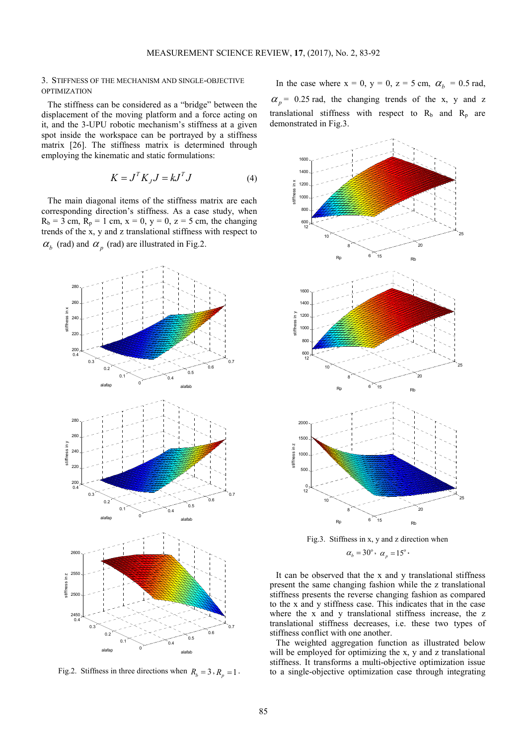## 3. Stiffness of the mechanism and single-objective optimization

The stiffness can be considered as a "bridge" between the displacement of the moving platform and a force acting on it, and the 3-UPU robotic mechanism's stiffness at a given spot inside the workspace can be portrayed by a stiffness matrix [26]. The stiffness matrix is determined through employing the kinematic and static formulations:

$$K = J^T K_J J = kJ^T J \tag{4}$$

The main diagonal items of the stiffness matrix are each corresponding direction's stiffness. As a case study, when $R_b$ = 3 cm, $R_p$ = 1 cm, x = 0, y = 0, z = 5 cm, the changing trends of the x, y and z translational stiffness with respect to $\alpha_b$ (rad) and $\alpha_p$ (rad) are illustrated in Fig.2.

Fig.2. Stiffness in three directions when $R_b = 3, R_p = 1$.

In the case where x = 0, y = 0, z = 5 cm, $\alpha_b$ = 0.5 rad, $\alpha_p$ = 0.25 rad, the changing trends of the x, y and z translational stiffness with respect to $R_b$ and $R_p$ are demonstrated in Fig.3.

Fig.3. Stiffness in x, y and z direction when $\alpha_b = 30^\circ$, $\alpha_p = 15^\circ$.

It can be observed that the x and y translational stiffness present the same changing fashion while the z translational stiffness presents the reverse changing fashion as compared to the x and y stiffness case. This indicates that in the case where the x and y translational stiffness increase, the z translational stiffness decreases, i.e. these two types of stiffness conflict with one another.

The weighted aggregation function as illustrated below will be employed for optimizing the x, y and z translational stiffness. It transforms a multi-objective optimization issue to a single-objective optimization case through integrating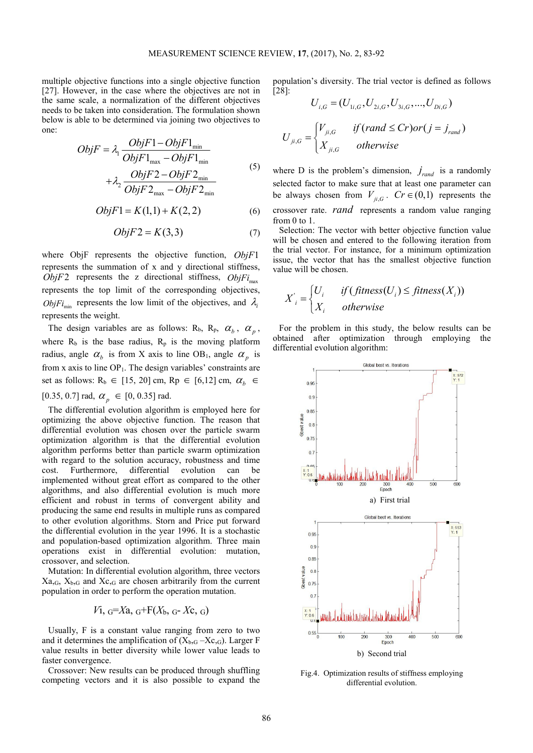multiple objective functions into a single objective function [27]. However, in the case where the objectives are not in the same scale, a normalization of the different objectives needs to be taken into consideration. The formulation shown below is able to be determined via joining two objectives to one:

$$ObjF = \lambda_1 \frac{ObjF1 - ObjF1_{\min}}{ObjF1_{\max} - ObjF1_{\min}} + \lambda_2 \frac{ObjF2 - ObjF2_{\min}}{ObjF2_{\max} - ObjF2_{\min}} \tag{5}$$

$$ObjF1 = K(1,1) + K(2,2) \tag{6}$$

$$ObjF2 = K(3,3) \tag{7}$$

where ObjF represents the objective function, $ObjF1$ represents the summation of x and y directional stiffness, $ObjF2$ represents the z directional stiffness, $ObjFi_{\max}$ represents the top limit of the corresponding objectives, $ObjFi_{\min}$ represents the low limit of the objectives, and $\lambda_i$ represents the weight.

The design variables are as follows: $R_b$, $R_p$, $\alpha_b$, $\alpha_p$, where $R_b$ is the base radius, $R_p$ is the moving platform radius, angle $\alpha_b$ is from X axis to line $OB_1$, angle $\alpha_p$ is from x axis to line $OP_1$. The design variables' constraints are set as follows: $R_b \in [15, 20]$ cm, $R_p \in [6,12]$ cm, $\alpha_b \in [0.35, 0.7]$ rad, $\alpha_p \in [0, 0.35]$ rad.

The differential evolution algorithm is employed here for optimizing the above objective function. The reason that differential evolution was chosen over the particle swarm optimization algorithm is that the differential evolution algorithm performs better than particle swarm optimization with regard to the solution accuracy, robustness and time cost. Furthermore, differential evolution can be implemented without great effort as compared to the other algorithms, and also differential evolution is much more efficient and robust in terms of convergent ability and producing the same end results in multiple runs as compared to other evolution algorithms. Storn and Price put forward the differential evolution in the year 1996. It is a stochastic and population-based optimization algorithm. Three main operations exist in differential evolution: mutation, crossover, and selection.

Mutation: In differential evolution algorithm, three vectors $X_{a,G}$, $X_{b,G}$ and $X_{c,G}$ are chosen arbitrarily from the current population in order to perform the operation mutation.

$$V_{i,G} = X_{a,G} + F(X_{b,G} - X_{c,G})$$

Usually, F is a constant value ranging from zero to two and it determines the amplification of $(X_{b,G} - X_{c,G})$. Larger F value results in better diversity while lower value leads to faster convergence.

Crossover: New results can be produced through shuffling competing vectors and it is also possible to expand the population's diversity. The trial vector is defined as follows [28]:

$$U_{i,G} = (U_{1i,G}, U_{2i,G}, U_{3i,G}, \ldots, U_{Di,G})$$

$$U_{ji,G} = \begin{cases} V_{ji,G} & if\,(rand \leq Cr) or (j = j_{rand}) \\ X_{ji,G} & otherwise \end{cases}$$

where D is the problem's dimension, $j_{rand}$ is a randomly selected factor to make sure that at least one parameter can be always chosen from $V_{ji,G}$. $Cr \in (0,1)$ represents the crossover rate. $rand$ represents a random value ranging from 0 to 1.

Selection: The vector with better objective function value will be chosen and entered to the following iteration from the trial vector. For instance, for a minimum optimization issue, the vector that has the smallest objective function value will be chosen.

$$X_i' = \begin{cases} U_i & if\,(fitness(U_i) \leq fitness(X_i)) \\ X_i & otherwise \end{cases}$$

For the problem in this study, the below results can be obtained after optimization through employing the differential evolution algorithm:

a) First trial

b) Second trial

Fig.4. Optimization results of stiffness employing differential evolution.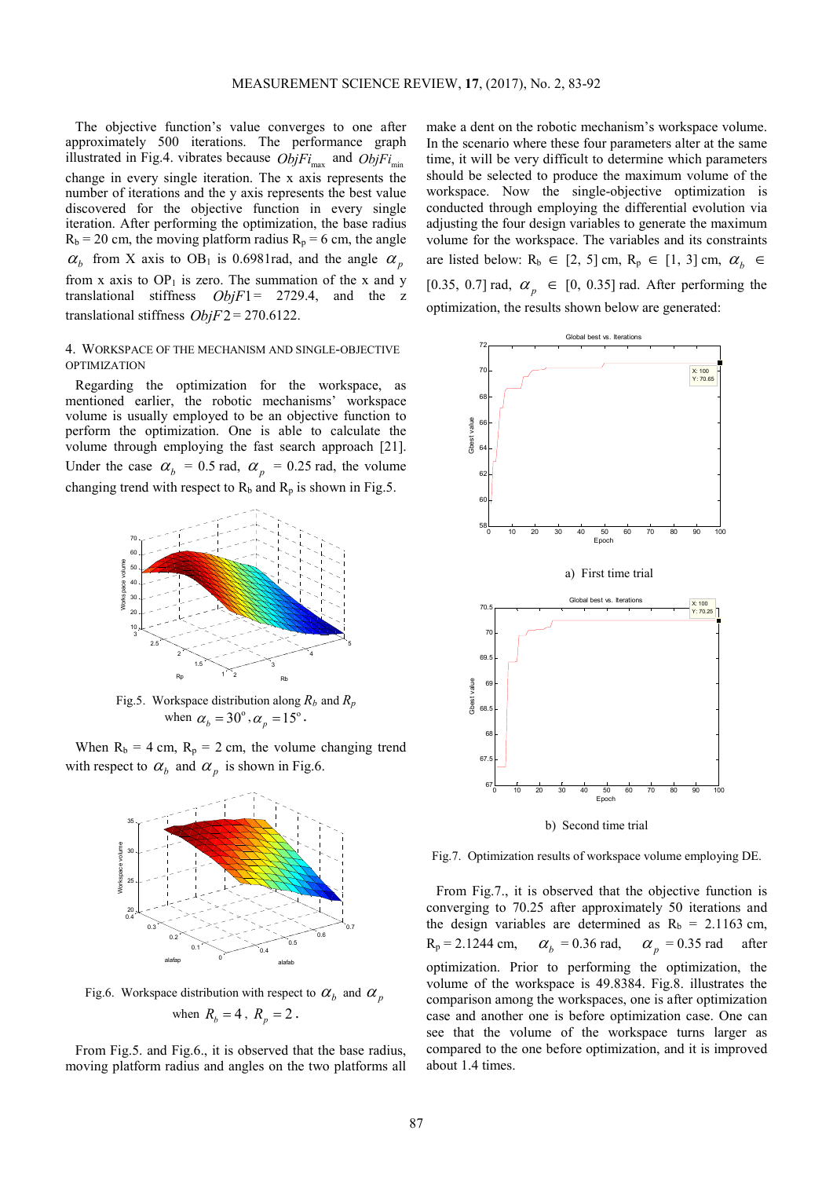The objective function's value converges to one after approximately 500 iterations. The performance graph illustrated in Fig.4. vibrates because $ObjFi_{\max}$ and $ObjFi_{\min}$ change in every single iteration. The x axis represents the number of iterations and the y axis represents the best value discovered for the objective function in every single iteration. After performing the optimization, the base radius $R_b$ = 20 cm, the moving platform radius $R_p$ = 6 cm, the angle $\alpha_b$ from X axis to $OB_1$ is 0.6981rad, and the angle $\alpha_p$ from x axis to $OP_1$ is zero. The summation of the x and y translational stiffness $ObjF1$ = 2729.4, and the z translational stiffness $ObjF2$ = 270.6122.

## 4. Workspace of the mechanism and single-objective optimization

Regarding the optimization for the workspace, as mentioned earlier, the robotic mechanisms' workspace volume is usually employed to be an objective function to perform the optimization. One is able to calculate the volume through employing the fast search approach [21]. Under the case $\alpha_b$ = 0.5 rad, $\alpha_p$ = 0.25 rad, the volume changing trend with respect to $R_b$ and $R_p$ is shown in Fig.5.

Fig.5. Workspace distribution along $R_b$ and $R_p$ when $\alpha_b = 30^{\circ}, \alpha_p = 15^{\circ}$.

When $R_b$ = 4 cm, $R_p$ = 2 cm, the volume changing trend with respect to $\alpha_b$ and $\alpha_p$ is shown in Fig.6.

Fig.6. Workspace distribution with respect to $\alpha_b$ and $\alpha_p$ when $R_b = 4$, $R_p = 2$.

From Fig.5. and Fig.6., it is observed that the base radius, moving platform radius and angles on the two platforms all make a dent on the robotic mechanism's workspace volume. In the scenario where these four parameters alter at the same time, it will be very difficult to determine which parameters should be selected to produce the maximum volume of the workspace. Now the single-objective optimization is conducted through employing the differential evolution via adjusting the four design variables to generate the maximum volume for the workspace. The variables and its constraints are listed below: $R_b \in$ [2, 5] cm, $R_p \in$ [1, 3] cm, $\alpha_b \in$ [0.35, 0.7] rad, $\alpha_p \in$ [0, 0.35] rad. After performing the optimization, the results shown below are generated:

a) First time trial

b) Second time trial

Fig.7. Optimization results of workspace volume employing DE.

From Fig.7., it is observed that the objective function is converging to 70.25 after approximately 50 iterations and the design variables are determined as $R_b$ = 2.1163 cm, $R_p$ = 2.1244 cm, $\alpha_b$ = 0.36 rad, $\alpha_p$ = 0.35 rad after optimization. Prior to performing the optimization, the volume of the workspace is 49.8384. Fig.8. illustrates the comparison among the workspaces, one is after optimization case and another one is before optimization case. One can see that the volume of the workspace turns larger as compared to the one before optimization, and it is improved about 1.4 times.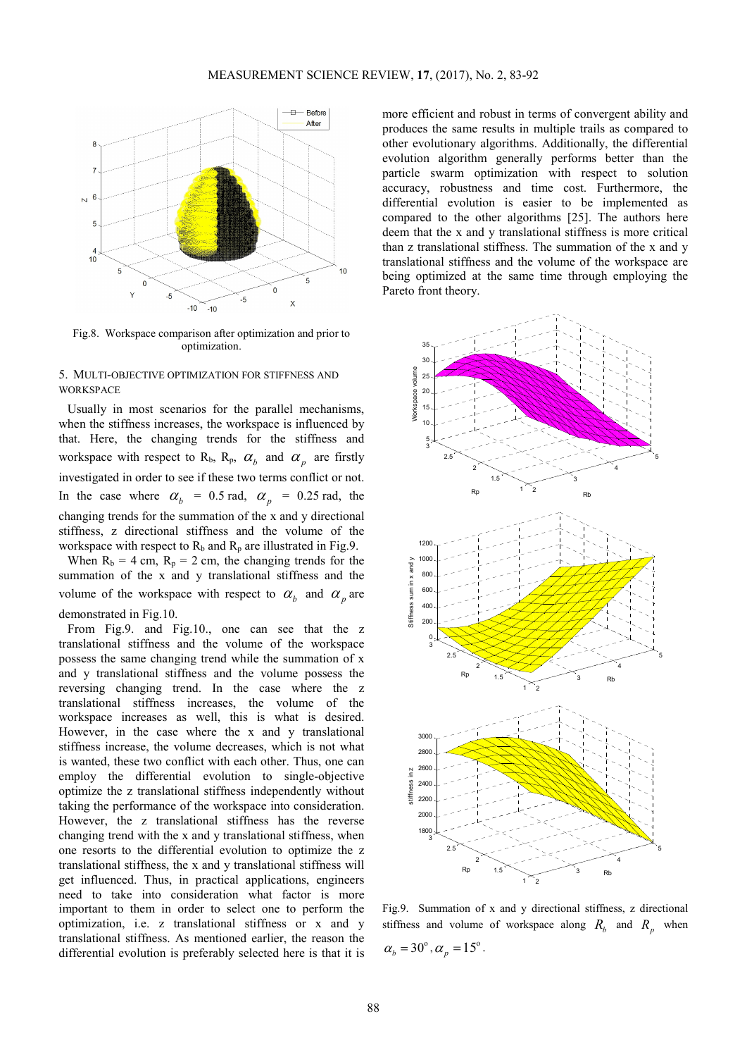Fig.8. Workspace comparison after optimization and prior to optimization.

## 5. Multi-objective optimization for stiffness and workspace

Usually in most scenarios for the parallel mechanisms, when the stiffness increases, the workspace is influenced by that. Here, the changing trends for the stiffness and workspace with respect to $R_b$, $R_p$, $\alpha_b$ and $\alpha_p$ are firstly investigated in order to see if these two terms conflict or not. In the case where $\alpha_b$ = 0.5 rad, $\alpha_p$ = 0.25 rad, the changing trends for the summation of the x and y directional stiffness, z directional stiffness and the volume of the workspace with respect to $R_b$ and $R_p$ are illustrated in Fig.9.

When $R_b$ = 4 cm, $R_p$ = 2 cm, the changing trends for the summation of the x and y translational stiffness and the volume of the workspace with respect to $\alpha_b$ and $\alpha_p$ are demonstrated in Fig.10.

From Fig.9. and Fig.10., one can see that the z translational stiffness and the volume of the workspace possess the same changing trend while the summation of x and y translational stiffness and the volume possess the reversing changing trend. In the case where the z translational stiffness increases, the volume of the workspace increases as well, this is what is desired. However, in the case where the x and y translational stiffness increase, the volume decreases, which is not what is wanted, these two conflict with each other. Thus, one can employ the differential evolution to single-objective optimize the z translational stiffness independently without taking the performance of the workspace into consideration. However, the z translational stiffness has the reverse changing trend with the x and y translational stiffness, when one resorts to the differential evolution to optimize the z translational stiffness, the x and y translational stiffness will get influenced. Thus, in practical applications, engineers need to take into consideration what factor is more important to them in order to select one to perform the optimization, i.e. z translational stiffness or x and y translational stiffness. As mentioned earlier, the reason the differential evolution is preferably selected here is that it is more efficient and robust in terms of convergent ability and produces the same results in multiple trails as compared to other evolutionary algorithms. Additionally, the differential evolution algorithm generally performs better than the particle swarm optimization with respect to solution accuracy, robustness and time cost. Furthermore, the differential evolution is easier to be implemented as compared to the other algorithms [25]. The authors here deem that the x and y translational stiffness is more critical than z translational stiffness. The summation of the x and y translational stiffness and the volume of the workspace are being optimized at the same time through employing the Pareto front theory.

Fig.9. Summation of x and y directional stiffness, z directional stiffness and volume of workspace along $R_b$ and $R_p$ when $\alpha_b = 30^{\circ}, \alpha_p = 15^{\circ}$.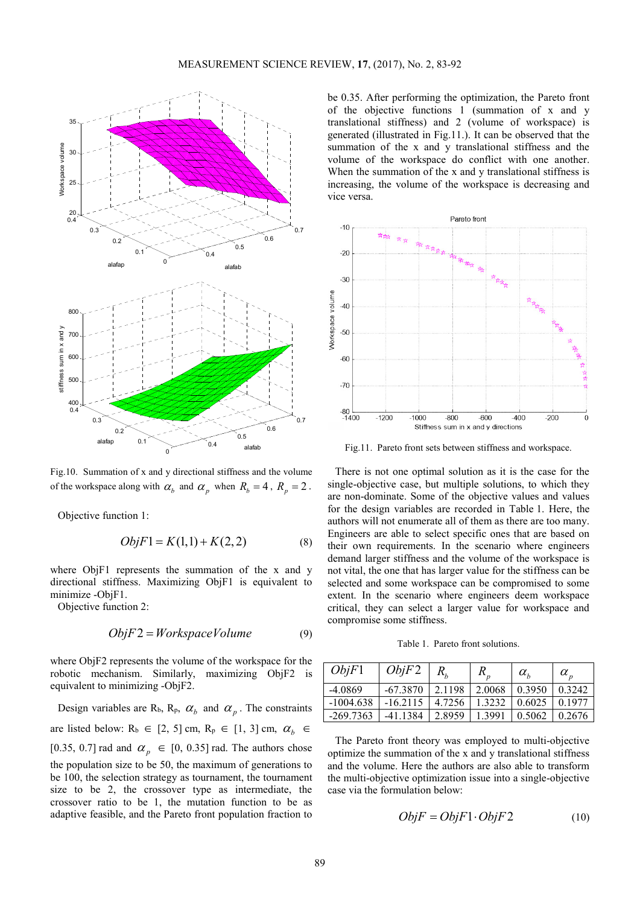Fig.10. Summation of x and y directional stiffness and the volume of the workspace along with $\alpha_b$ and $\alpha_p$ when $R_b = 4$, $R_p = 2$.

Objective function 1:

$$ObjF1 = K(1,1) + K(2,2) \tag{8}$$

where ObjF1 represents the summation of the x and y directional stiffness. Maximizing ObjF1 is equivalent to minimize -ObjF1.

Objective function 2:

$$ObjF2 = WorkspaceVolume \tag{9}$$

where ObjF2 represents the volume of the workspace for the robotic mechanism. Similarly, maximizing ObjF2 is equivalent to minimizing -ObjF2.

Design variables are $R_b$, $R_p$, $\alpha_b$ and $\alpha_p$. The constraints are listed below: $R_b \in [2, 5]$ cm, $R_p \in [1, 3]$ cm, $\alpha_b \in [0.35, 0.7]$ rad and $\alpha_p \in [0, 0.35]$ rad. The authors chose the population size to be 50, the maximum of generations to be 100, the selection strategy as tournament, the tournament size to be 2, the crossover type as intermediate, the crossover ratio to be 1, the mutation function to be as adaptive feasible, and the Pareto front population fraction to be 0.35. After performing the optimization, the Pareto front of the objective functions 1 (summation of x and y translational stiffness) and 2 (volume of workspace) is generated (illustrated in Fig.11.). It can be observed that the summation of the x and y translational stiffness and the volume of the workspace do conflict with one another. When the summation of the x and y translational stiffness is increasing, the volume of the workspace is decreasing and vice versa.

Fig.11. Pareto front sets between stiffness and workspace.

There is not one optimal solution as it is the case for the single-objective case, but multiple solutions, to which they are non-dominate. Some of the objective values and values for the design variables are recorded in Table 1. Here, the authors will not enumerate all of them as there are too many. Engineers are able to select specific ones that are based on their own requirements. In the scenario where engineers demand larger stiffness and the volume of the workspace is not vital, the one that has larger value for the stiffness can be selected and some workspace can be compromised to some extent. In the scenario where engineers deem workspace critical, they can select a larger value for workspace and compromise some stiffness.

Table 1. Pareto front solutions.

| $ObjF1$ | $ObjF2$ | $R_b$ | $R_p$ | $\alpha_b$ | $\alpha_p$ |
|---|---|---|---|---|---|
| -4.0869 | -67.3870 | 2.1198 | 2.0068 | 0.3950 | 0.3242 |
| -1004.638 | -16.2115 | 4.7256 | 1.3232 | 0.6025 | 0.1977 |
| -269.7363 | -41.1384 | 2.8959 | 1.3991 | 0.5062 | 0.2676 |

The Pareto front theory was employed to multi-objective optimize the summation of the x and y translational stiffness and the volume. Here the authors are also able to transform the multi-objective optimization issue into a single-objective case via the formulation below:

$$ObjF = ObjF1 \cdot ObjF2 \tag{10}$$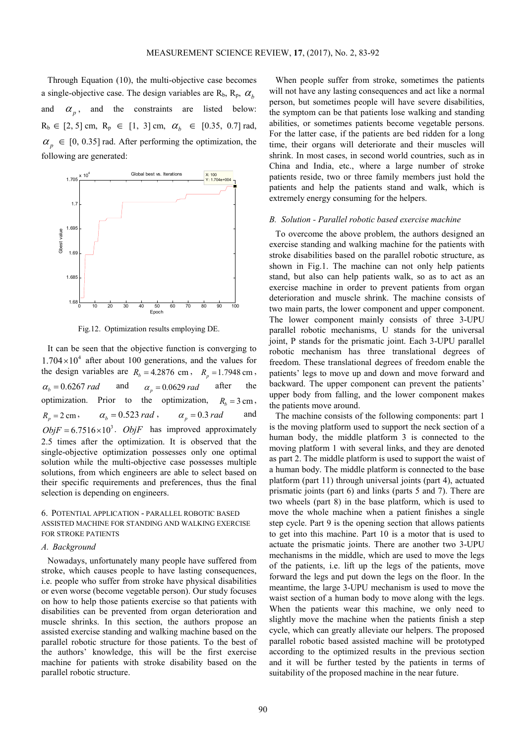Through Equation (10), the multi-objective case becomes a single-objective case. The design variables are $R_b$, $R_p$, $\alpha_b$ and $\alpha_p$, and the constraints are listed below: $R_b \in [2, 5]$ cm, $R_p \in [1, 3]$ cm, $\alpha_b \in [0.35, 0.7]$ rad, $\alpha_p \in [0, 0.35]$ rad. After performing the optimization, the following are generated:

Fig.12. Optimization results employing DE.

It can be seen that the objective function is converging to $1.704 \times 10^4$ after about 100 generations, and the values for the design variables are $R_b = 4.2876$ cm, $R_p = 1.7948$ cm, $\alpha_b = 0.6267\ rad$ and $\alpha_p = 0.0629\ rad$ after the optimization. Prior to the optimization, $R_b = 3$ cm, $R_p = 2$ cm, $\alpha_b = 0.523\ rad$, $\alpha_p = 0.3\ rad$ and $ObjF = 6.7516 \times 10^3$. $ObjF$ has improved approximately 2.5 times after the optimization. It is observed that the single-objective optimization possesses only one optimal solution while the multi-objective case possesses multiple solutions, from which engineers are able to select based on their specific requirements and preferences, thus the final selection is depending on engineers.

## 6. Potential application - Parallel robotic based assisted machine for standing and walking exercise for stroke patients

### A. Background

Nowadays, unfortunately many people have suffered from stroke, which causes people to have lasting consequences, i.e. people who suffer from stroke have physical disabilities or even worse (become vegetable person). Our study focuses on how to help those patients exercise so that patients with disabilities can be prevented from organ deterioration and muscle shrinks. In this section, the authors propose an assisted exercise standing and walking machine based on the parallel robotic structure for those patients. To the best of the authors' knowledge, this will be the first exercise machine for patients with stroke disability based on the parallel robotic structure.

When people suffer from stroke, sometimes the patients will not have any lasting consequences and act like a normal person, but sometimes people will have severe disabilities, the symptom can be that patients lose walking and standing abilities, or sometimes patients become vegetable persons. For the latter case, if the patients are bed ridden for a long time, their organs will deteriorate and their muscles will shrink. In most cases, in second world countries, such as in China and India, etc., where a large number of stroke patients reside, two or three family members just hold the patients and help the patients stand and walk, which is extremely energy consuming for the helpers.

### B. Solution - Parallel robotic based exercise machine

To overcome the above problem, the authors designed an exercise standing and walking machine for the patients with stroke disabilities based on the parallel robotic structure, as shown in Fig.1. The machine can not only help patients stand, but also can help patients walk, so as to act as an exercise machine in order to prevent patients from organ deterioration and muscle shrink. The machine consists of two main parts, the lower component and upper component. The lower component mainly consists of three 3-UPU parallel robotic mechanisms, U stands for the universal joint, P stands for the prismatic joint. Each 3-UPU parallel robotic mechanism has three translational degrees of freedom. These translational degrees of freedom enable the patients' legs to move up and down and move forward and backward. The upper component can prevent the patients' upper body from falling, and the lower component makes the patients move around.

The machine consists of the following components: part 1 is the moving platform used to support the neck section of a human body, the middle platform 3 is connected to the moving platform 1 with several links, and they are denoted as part 2. The middle platform is used to support the waist of a human body. The middle platform is connected to the base platform (part 11) through universal joints (part 4), actuated prismatic joints (part 6) and links (parts 5 and 7). There are two wheels (part 8) in the base platform, which is used to move the whole machine when a patient finishes a single step cycle. Part 9 is the opening section that allows patients to get into this machine. Part 10 is a motor that is used to actuate the prismatic joints. There are another two 3-UPU mechanisms in the middle, which are used to move the legs of the patients, i.e. lift up the legs of the patients, move forward the legs and put down the legs on the floor. In the meantime, the large 3-UPU mechanism is used to move the waist section of a human body to move along with the legs. When the patients wear this machine, we only need to slightly move the machine when the patients finish a step cycle, which can greatly alleviate our helpers. The proposed parallel robotic based assisted machine will be prototyped according to the optimized results in the previous section and it will be further tested by the patients in terms of suitability of the proposed machine in the near future.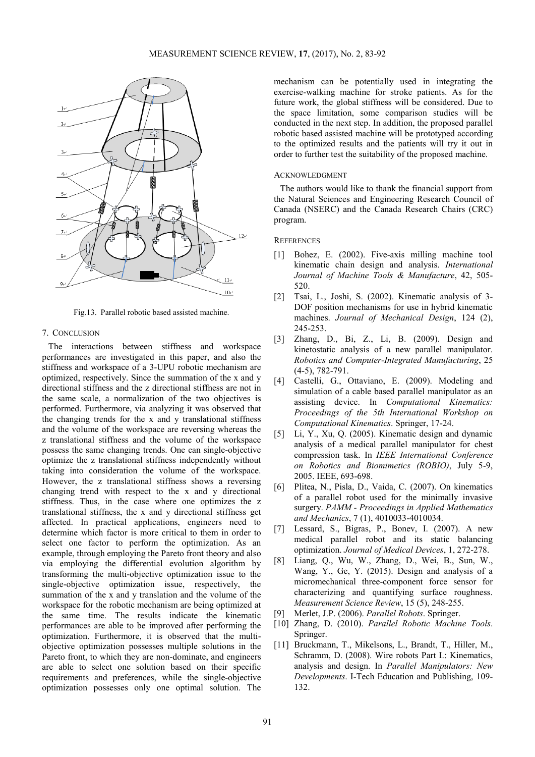Fig.13. Parallel robotic based assisted machine.

## 7. CONCLUSION

The interactions between stiffness and workspace performances are investigated in this paper, and also the stiffness and workspace of a 3-UPU robotic mechanism are optimized, respectively. Since the summation of the x and y directional stiffness and the z directional stiffness are not in the same scale, a normalization of the two objectives is performed. Furthermore, via analyzing it was observed that the changing trends for the x and y translational stiffness and the volume of the workspace are reversing whereas the z translational stiffness and the volume of the workspace possess the same changing trends. One can single-objective optimize the z translational stiffness independently without taking into consideration the volume of the workspace. However, the z translational stiffness shows a reversing changing trend with respect to the x and y directional stiffness. Thus, in the case where one optimizes the z translational stiffness, the x and y directional stiffness get affected. In practical applications, engineers need to determine which factor is more critical to them in order to select one factor to perform the optimization. As an example, through employing the Pareto front theory and also via employing the differential evolution algorithm by transforming the multi-objective optimization issue to the single-objective optimization issue, respectively, the summation of the x and y translation and the volume of the workspace for the robotic mechanism are being optimized at the same time. The results indicate the kinematic performances are able to be improved after performing the optimization. Furthermore, it is observed that the multi-objective optimization possesses multiple solutions in the Pareto front, to which they are non-dominate, and engineers are able to select one solution based on their specific requirements and preferences, while the single-objective optimization possesses only one optimal solution. The mechanism can be potentially used in integrating the exercise-walking machine for stroke patients. As for the future work, the global stiffness will be considered. Due to the space limitation, some comparison studies will be conducted in the next step. In addition, the proposed parallel robotic based assisted machine will be prototyped according to the optimized results and the patients will try it out in order to further test the suitability of the proposed machine.

## ACKNOWLEDGMENT

The authors would like to thank the financial support from the Natural Sciences and Engineering Research Council of Canada (NSERC) and the Canada Research Chairs (CRC) program.

## REFERENCES

[1] Bohez, E. (2002). Five-axis milling machine tool kinematic chain design and analysis. *International Journal of Machine Tools & Manufacture*, 42, 505-520.

[2] Tsai, L., Joshi, S. (2002). Kinematic analysis of 3-DOF position mechanisms for use in hybrid kinematic machines. *Journal of Mechanical Design*, 124 (2), 245-253.

[3] Zhang, D., Bi, Z., Li, B. (2009). Design and kinetostatic analysis of a new parallel manipulator. *Robotics and Computer-Integrated Manufacturing*, 25 (4-5), 782-791.

[4] Castelli, G., Ottaviano, E. (2009). Modeling and simulation of a cable based parallel manipulator as an assisting device. In *Computational Kinematics: Proceedings of the 5th International Workshop on Computational Kinematics*. Springer, 17-24.

[5] Li, Y., Xu, Q. (2005). Kinematic design and dynamic analysis of a medical parallel manipulator for chest compression task. In *IEEE International Conference on Robotics and Biomimetics (ROBIO)*, July 5-9, 2005. IEEE, 693-698.

[6] Plitea, N., Pisla, D., Vaida, C. (2007). On kinematics of a parallel robot used for the minimally invasive surgery. *PAMM - Proceedings in Applied Mathematics and Mechanics*, 7 (1), 4010033-4010034.

[7] Lessard, S., Bigras, P., Bonev, I. (2007). A new medical parallel robot and its static balancing optimization. *Journal of Medical Devices*, 1, 272-278.

[8] Liang, Q., Wu, W., Zhang, D., Wei, B., Sun, W., Wang, Y., Ge, Y. (2015). Design and analysis of a micromechanical three-component force sensor for characterizing and quantifying surface roughness. *Measurement Science Review*, 15 (5), 248-255.

[9] Merlet, J.P. (2006). *Parallel Robots*. Springer.

[10] Zhang, D. (2010). *Parallel Robotic Machine Tools*. Springer.

[11] Bruckmann, T., Mikelsons, L., Brandt, T., Hiller, M., Schramm, D. (2008). Wire robots Part I.: Kinematics, analysis and design. In *Parallel Manipulators: New Developments*. I-Tech Education and Publishing, 109-132.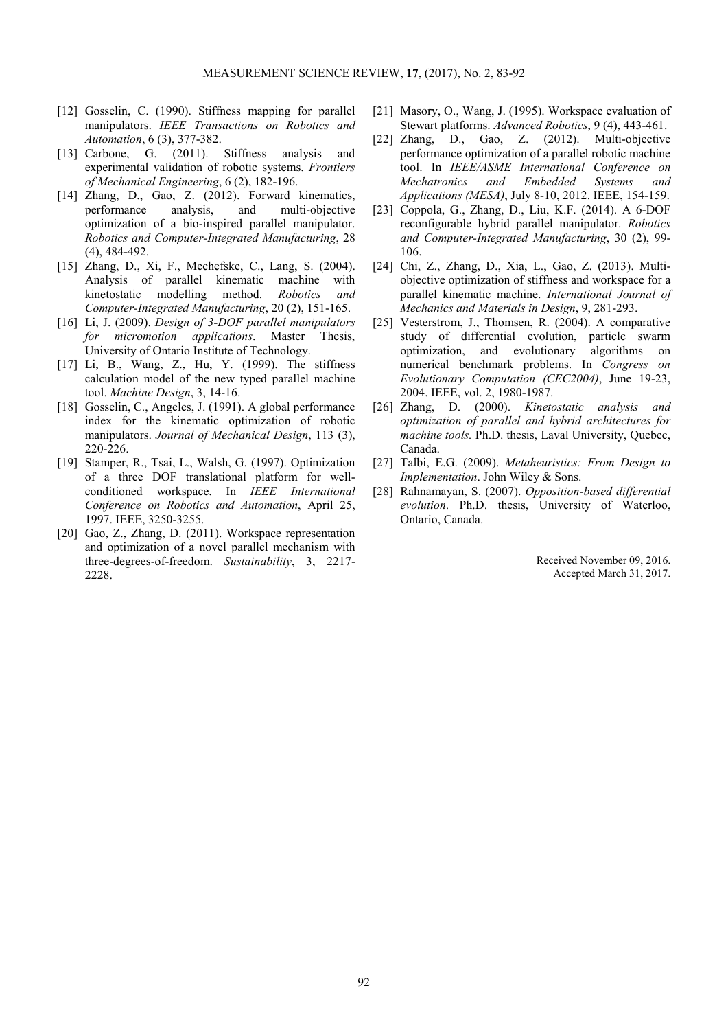[12] Gosselin, C. (1990). Stiffness mapping for parallel manipulators. *IEEE Transactions on Robotics and Automation*, 6 (3), 377-382.

[13] Carbone, G. (2011). Stiffness analysis and experimental validation of robotic systems. *Frontiers of Mechanical Engineering*, 6 (2), 182-196.

[14] Zhang, D., Gao, Z. (2012). Forward kinematics, performance analysis, and multi-objective optimization of a bio-inspired parallel manipulator. *Robotics and Computer-Integrated Manufacturing*, 28 (4), 484-492.

[15] Zhang, D., Xi, F., Mechefske, C., Lang, S. (2004). Analysis of parallel kinematic machine with kinetostatic modelling method. *Robotics and Computer-Integrated Manufacturing*, 20 (2), 151-165.

[16] Li, J. (2009). *Design of 3-DOF parallel manipulators for micromotion applications*. Master Thesis, University of Ontario Institute of Technology.

[17] Li, B., Wang, Z., Hu, Y. (1999). The stiffness calculation model of the new typed parallel machine tool. *Machine Design*, 3, 14-16.

[18] Gosselin, C., Angeles, J. (1991). A global performance index for the kinematic optimization of robotic manipulators. *Journal of Mechanical Design*, 113 (3), 220-226.

[19] Stamper, R., Tsai, L., Walsh, G. (1997). Optimization of a three DOF translational platform for well-conditioned workspace. In *IEEE International Conference on Robotics and Automation*, April 25, 1997. IEEE, 3250-3255.

[20] Gao, Z., Zhang, D. (2011). Workspace representation and optimization of a novel parallel mechanism with three-degrees-of-freedom. *Sustainability*, 3, 2217-2228.

[21] Masory, O., Wang, J. (1995). Workspace evaluation of Stewart platforms. *Advanced Robotics*, 9 (4), 443-461.

[22] Zhang, D., Gao, Z. (2012). Multi-objective performance optimization of a parallel robotic machine tool. In *IEEE/ASME International Conference on Mechatronics and Embedded Systems and Applications (MESA)*, July 8-10, 2012. IEEE, 154-159.

[23] Coppola, G., Zhang, D., Liu, K.F. (2014). A 6-DOF reconfigurable hybrid parallel manipulator. *Robotics and Computer-Integrated Manufacturing*, 30 (2), 99-106.

[24] Chi, Z., Zhang, D., Xia, L., Gao, Z. (2013). Multi-objective optimization of stiffness and workspace for a parallel kinematic machine. *International Journal of Mechanics and Materials in Design*, 9, 281-293.

[25] Vesterstrom, J., Thomsen, R. (2004). A comparative study of differential evolution, particle swarm optimization, and evolutionary algorithms on numerical benchmark problems. In *Congress on Evolutionary Computation (CEC2004)*, June 19-23, 2004. IEEE, vol. 2, 1980-1987.

[26] Zhang, D. (2000). *Kinetostatic analysis and optimization of parallel and hybrid architectures for machine tools.* Ph.D. thesis, Laval University, Quebec, Canada.

[27] Talbi, E.G. (2009). *Metaheuristics: From Design to Implementation*. John Wiley & Sons.

[28] Rahnamayan, S. (2007). *Opposition-based differential evolution*. Ph.D. thesis, University of Waterloo, Ontario, Canada.

Received November 09, 2016.
Accepted March 31, 2017.